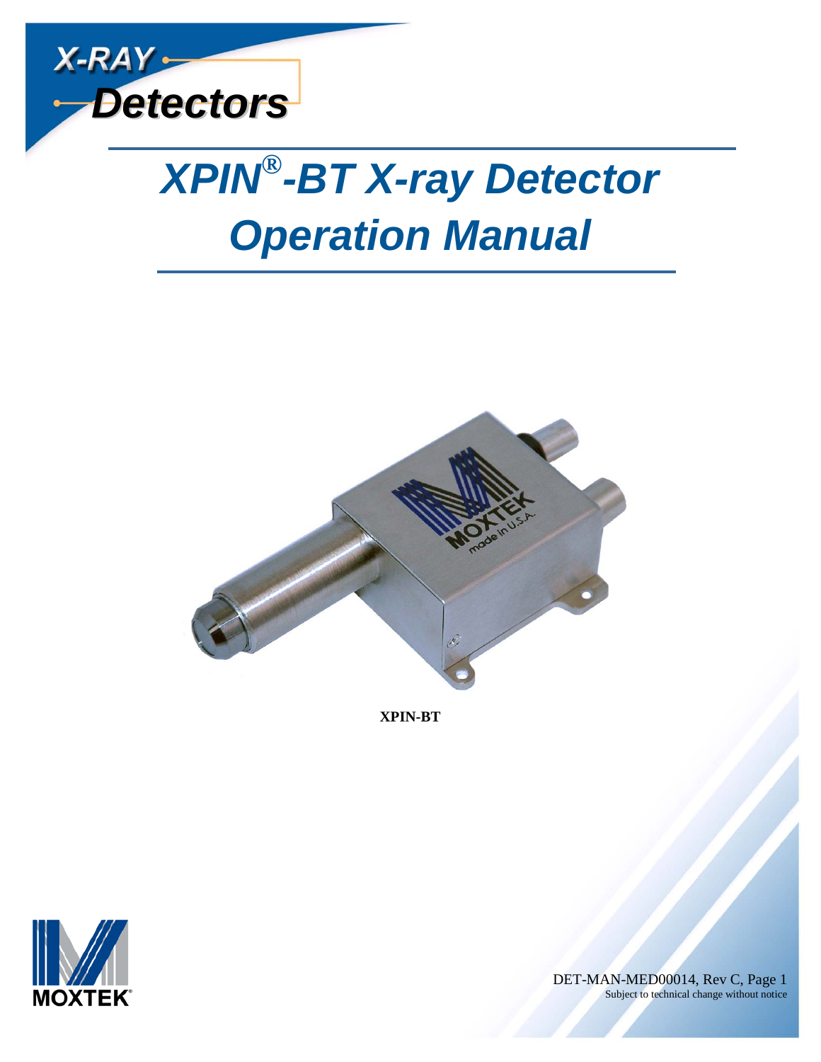X-RAY Detectors

# XPIN®-BT X-ray Detector Operation Manual

XPIN-BT

MOXTEK®

DET-MAN-MED00014, Rev C

Subject to technical change without notice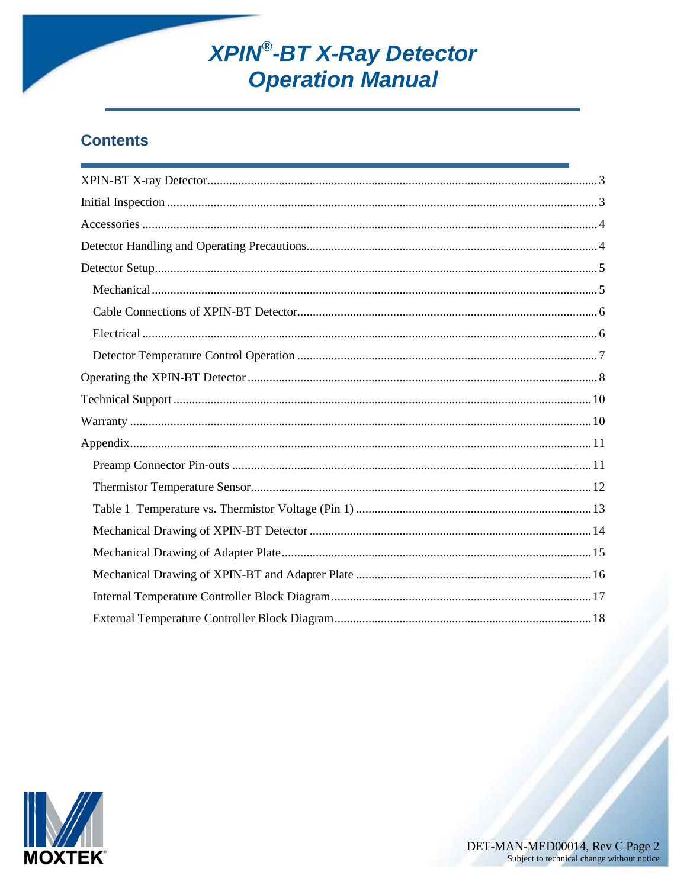# XPIN®-BT X-Ray Detector Operation Manual

## Contents

- XPIN-BT X-ray Detector ........ 3
- Initial Inspection ........ 3
- Accessories ........ 4
- Detector Handling and Operating Precautions ........ 4
- Detector Setup ........ 5
  - Mechanical ........ 5
  - Cable Connections of XPIN-BT Detector ........ 6
  - Electrical ........ 6
  - Detector Temperature Control Operation ........ 7
- Operating the XPIN-BT Detector ........ 8
- Technical Support ........ 10
- Warranty ........ 10
- Appendix ........ 11
  - Preamp Connector Pin-outs ........ 11
  - Thermistor Temperature Sensor ........ 12
  - Table 1 Temperature vs. Thermistor Voltage (Pin 1) ........ 13
  - Mechanical Drawing of XPIN-BT Detector ........ 14
  - Mechanical Drawing of Adapter Plate ........ 15
  - Mechanical Drawing of XPIN-BT and Adapter Plate ........ 16
  - Internal Temperature Controller Block Diagram ........ 17
  - External Temperature Controller Block Diagram ........ 18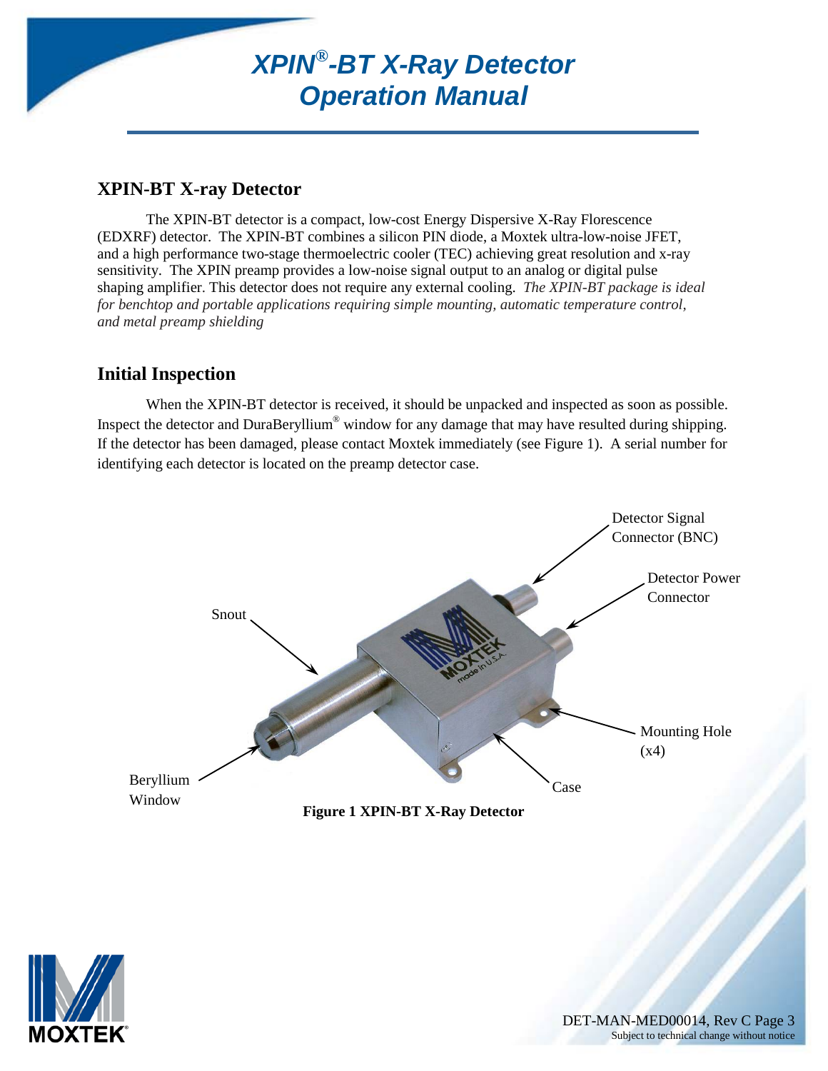# *XPIN®-BT X-Ray Detector Operation Manual*

## XPIN-BT X-ray Detector

The XPIN-BT detector is a compact, low-cost Energy Dispersive X-Ray Florescence (EDXRF) detector. The XPIN-BT combines a silicon PIN diode, a Moxtek ultra-low-noise JFET, and a high performance two-stage thermoelectric cooler (TEC) achieving great resolution and x-ray sensitivity. The XPIN preamp provides a low-noise signal output to an analog or digital pulse shaping amplifier. This detector does not require any external cooling. *The XPIN-BT package is ideal for benchtop and portable applications requiring simple mounting, automatic temperature control, and metal preamp shielding*

## Initial Inspection

When the XPIN-BT detector is received, it should be unpacked and inspected as soon as possible. Inspect the detector and DuraBeryllium® window for any damage that may have resulted during shipping. If the detector has been damaged, please contact Moxtek immediately (see Figure 1). A serial number for identifying each detector is located on the preamp detector case.

Detector Signal Connector (BNC)

Detector Power Connector

Snout

Mounting Hole (x4)

Beryllium Window

Case

**Figure 1 XPIN-BT X-Ray Detector**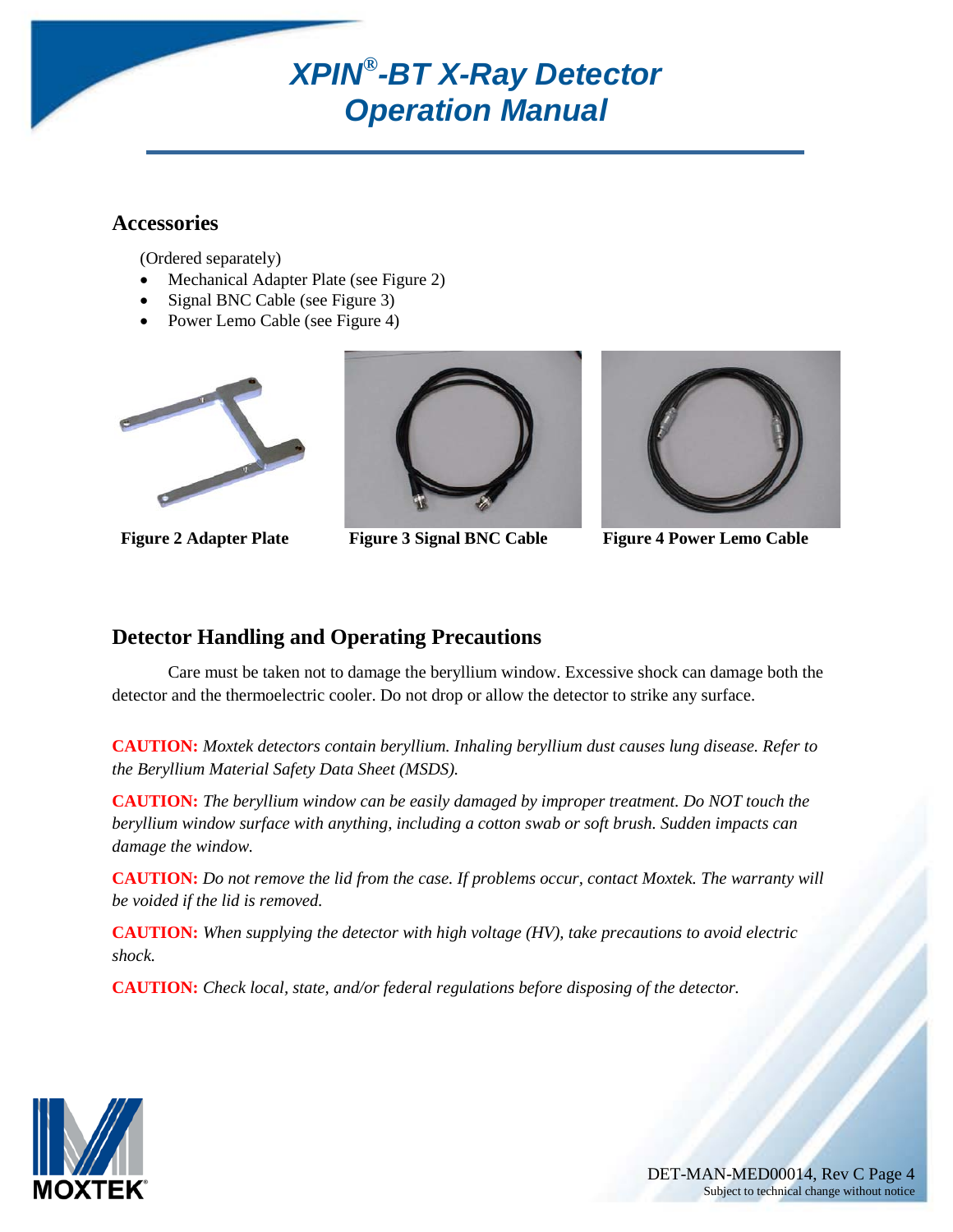## Accessories

(Ordered separately)

- Mechanical Adapter Plate (see Figure 2)
- Signal BNC Cable (see Figure 3)
- Power Lemo Cable (see Figure 4)

**Figure 2 Adapter Plate**

**Figure 3 Signal BNC Cable**

**Figure 4 Power Lemo Cable**

## Detector Handling and Operating Precautions

Care must be taken not to damage the beryllium window. Excessive shock can damage both the detector and the thermoelectric cooler. Do not drop or allow the detector to strike any surface.

**CAUTION:** *Moxtek detectors contain beryllium. Inhaling beryllium dust causes lung disease. Refer to the Beryllium Material Safety Data Sheet (MSDS).*

**CAUTION:** *The beryllium window can be easily damaged by improper treatment. Do NOT touch the beryllium window surface with anything, including a cotton swab or soft brush. Sudden impacts can damage the window.*

**CAUTION:** *Do not remove the lid from the case. If problems occur, contact Moxtek. The warranty will be voided if the lid is removed.*

**CAUTION:** *When supplying the detector with high voltage (HV), take precautions to avoid electric shock.*

**CAUTION:** *Check local, state, and/or federal regulations before disposing of the detector.*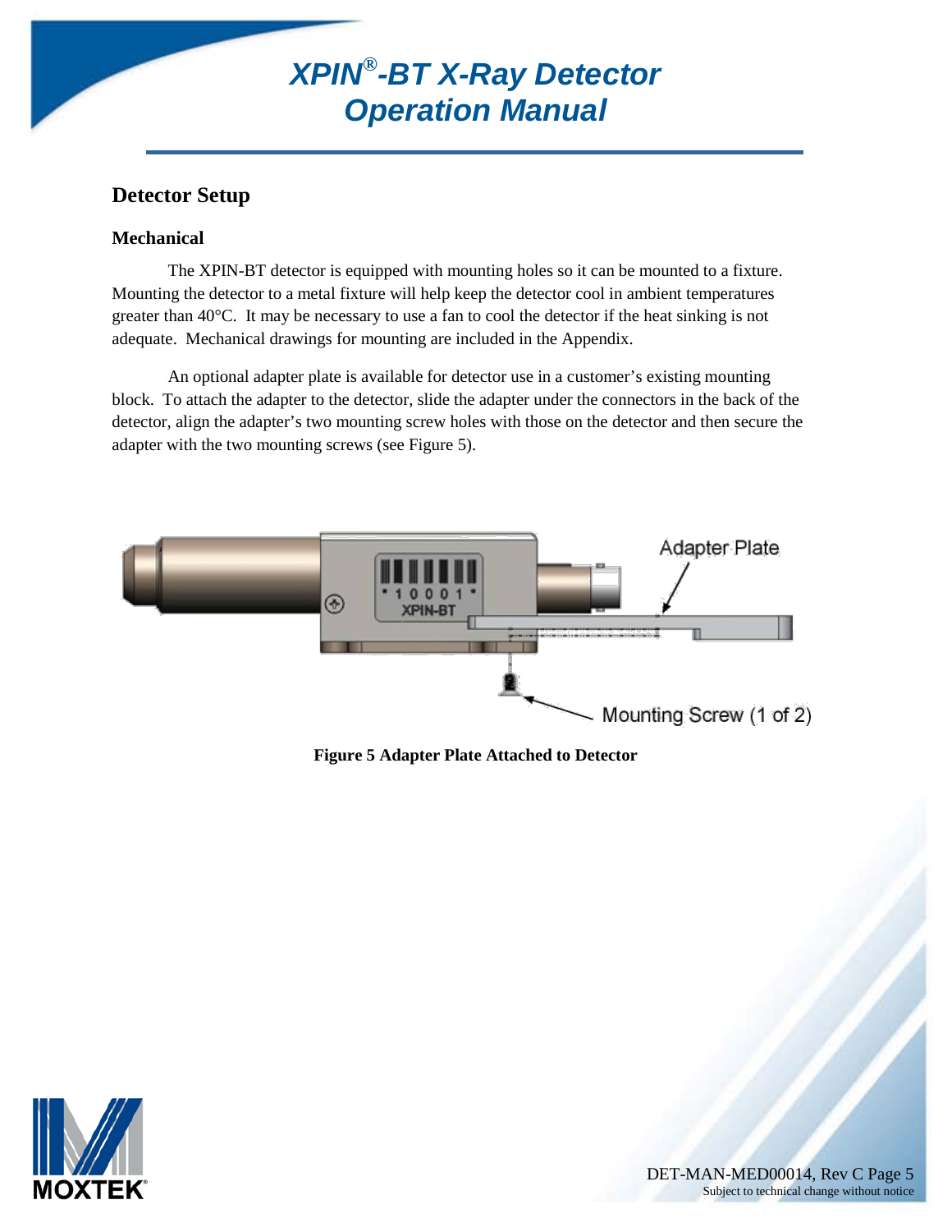## Detector Setup

### Mechanical

The XPIN-BT detector is equipped with mounting holes so it can be mounted to a fixture. Mounting the detector to a metal fixture will help keep the detector cool in ambient temperatures greater than 40°C. It may be necessary to use a fan to cool the detector if the heat sinking is not adequate. Mechanical drawings for mounting are included in the Appendix.

An optional adapter plate is available for detector use in a customer's existing mounting block. To attach the adapter to the detector, slide the adapter under the connectors in the back of the detector, align the adapter's two mounting screw holes with those on the detector and then secure the adapter with the two mounting screws (see Figure 5).

**Figure 5 Adapter Plate Attached to Detector**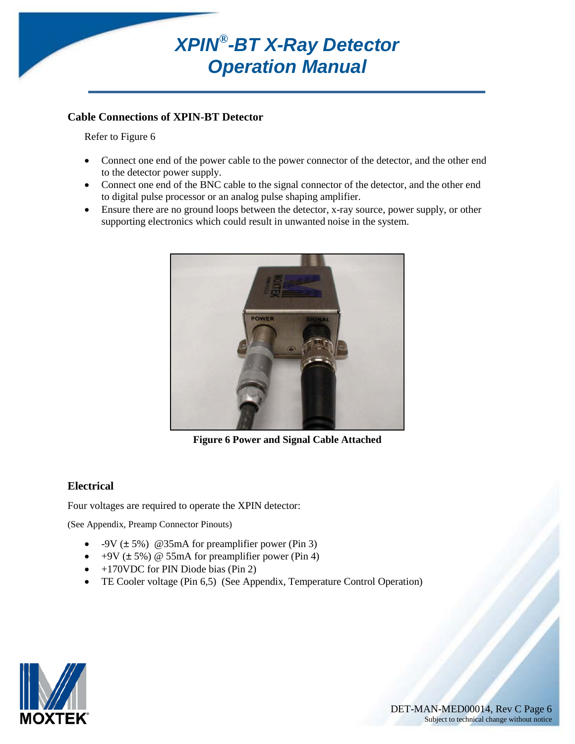## Cable Connections of XPIN-BT Detector

Refer to Figure 6

- Connect one end of the power cable to the power connector of the detector, and the other end to the detector power supply.
- Connect one end of the BNC cable to the signal connector of the detector, and the other end to digital pulse processor or an analog pulse shaping amplifier.
- Ensure there are no ground loops between the detector, x-ray source, power supply, or other supporting electronics which could result in unwanted noise in the system.

**Figure 6 Power and Signal Cable Attached**

## Electrical

Four voltages are required to operate the XPIN detector:

(See Appendix, Preamp Connector Pinouts)

- -9V (± 5%) @35mA for preamplifier power (Pin 3)
- +9V (± 5%) @ 55mA for preamplifier power (Pin 4)
- +170VDC for PIN Diode bias (Pin 2)
- TE Cooler voltage (Pin 6,5) (See Appendix, Temperature Control Operation)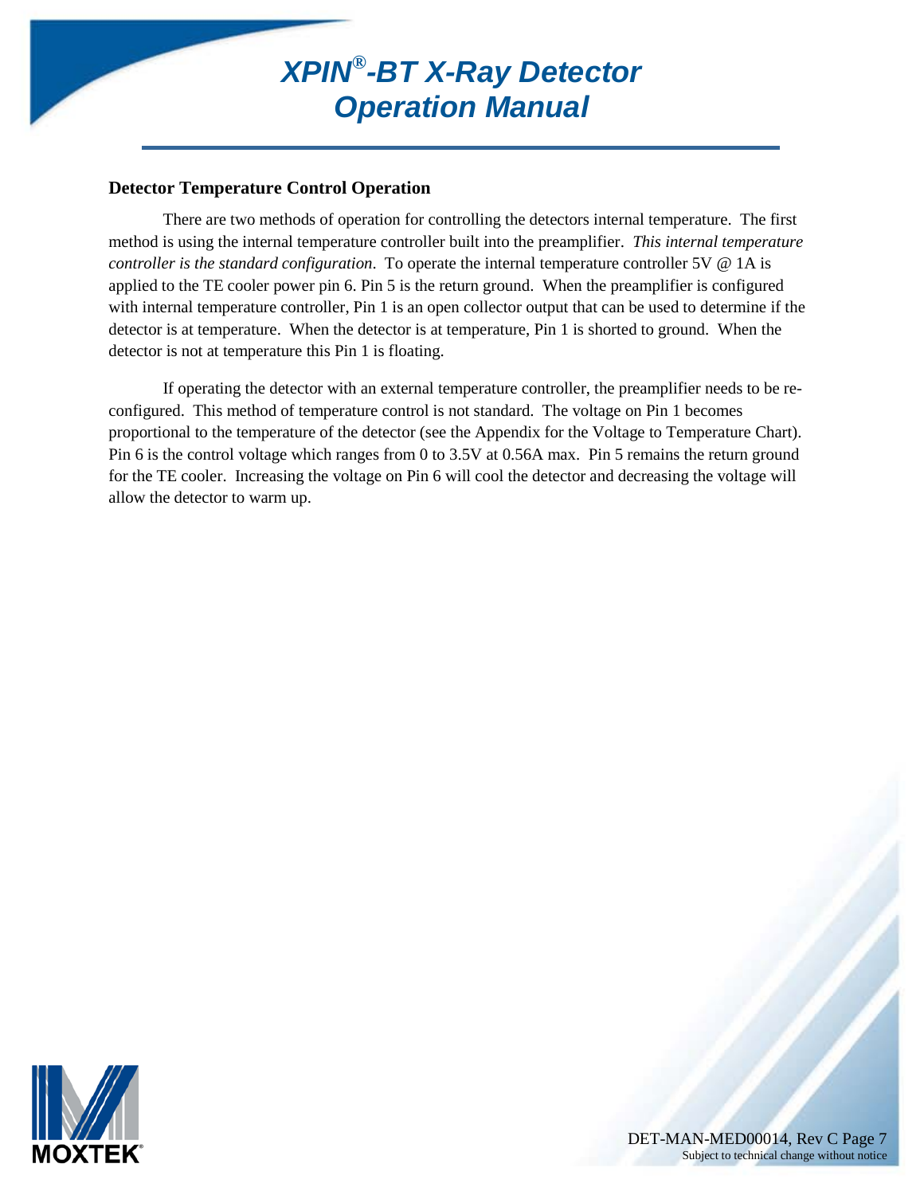## Detector Temperature Control Operation

There are two methods of operation for controlling the detectors internal temperature. The first method is using the internal temperature controller built into the preamplifier. *This internal temperature controller is the standard configuration*. To operate the internal temperature controller 5V @ 1A is applied to the TE cooler power pin 6. Pin 5 is the return ground. When the preamplifier is configured with internal temperature controller, Pin 1 is an open collector output that can be used to determine if the detector is at temperature. When the detector is at temperature, Pin 1 is shorted to ground. When the detector is not at temperature this Pin 1 is floating.

If operating the detector with an external temperature controller, the preamplifier needs to be re-configured. This method of temperature control is not standard. The voltage on Pin 1 becomes proportional to the temperature of the detector (see the Appendix for the Voltage to Temperature Chart). Pin 6 is the control voltage which ranges from 0 to 3.5V at 0.56A max. Pin 5 remains the return ground for the TE cooler. Increasing the voltage on Pin 6 will cool the detector and decreasing the voltage will allow the detector to warm up.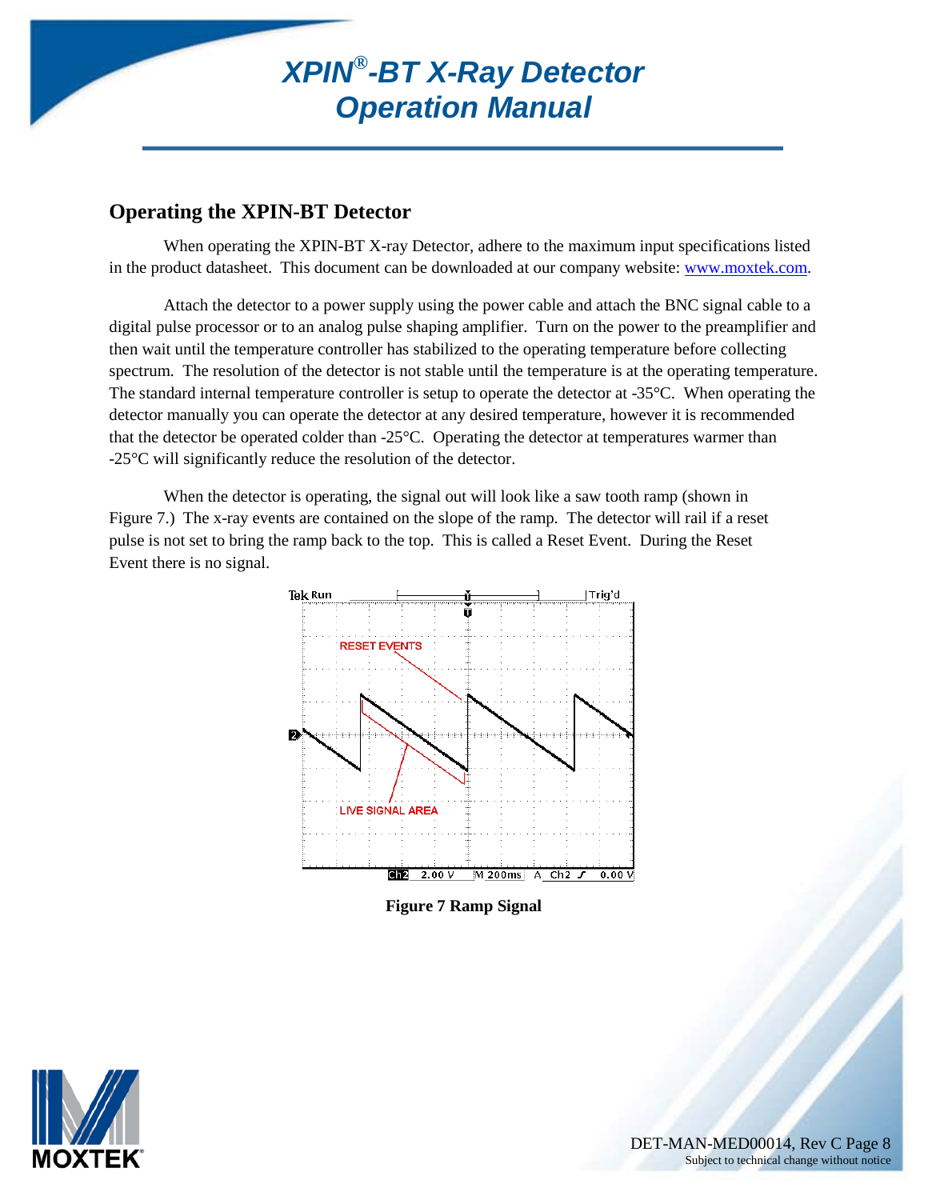## Operating the XPIN-BT Detector

When operating the XPIN-BT X-ray Detector, adhere to the maximum input specifications listed in the product datasheet. This document can be downloaded at our company website: www.moxtek.com.

Attach the detector to a power supply using the power cable and attach the BNC signal cable to a digital pulse processor or to an analog pulse shaping amplifier. Turn on the power to the preamplifier and then wait until the temperature controller has stabilized to the operating temperature before collecting spectrum. The resolution of the detector is not stable until the temperature is at the operating temperature. The standard internal temperature controller is setup to operate the detector at -35°C. When operating the detector manually you can operate the detector at any desired temperature, however it is recommended that the detector be operated colder than -25°C. Operating the detector at temperatures warmer than -25°C will significantly reduce the resolution of the detector.

When the detector is operating, the signal out will look like a saw tooth ramp (shown in Figure 7.) The x-ray events are contained on the slope of the ramp. The detector will rail if a reset pulse is not set to bring the ramp back to the top. This is called a Reset Event. During the Reset Event there is no signal.

**Figure 7 Ramp Signal**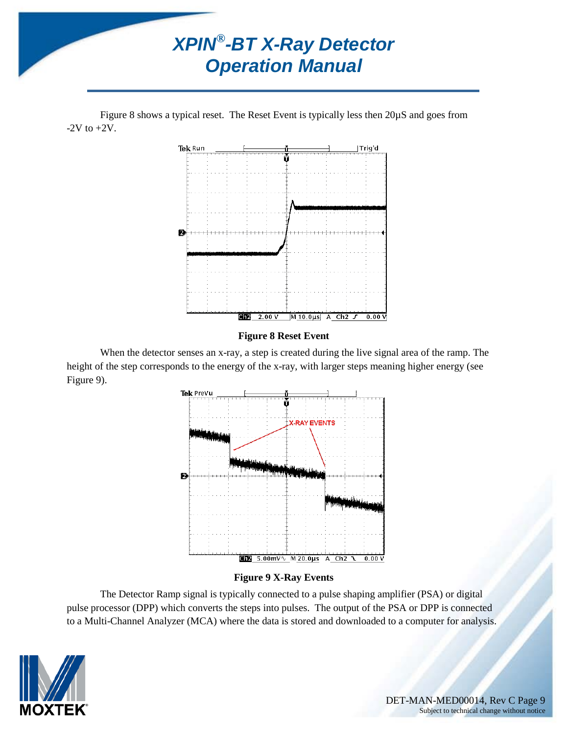Figure 8 shows a typical reset. The Reset Event is typically less then 20µS and goes from -2V to +2V.

**Figure 8 Reset Event**

When the detector senses an x-ray, a step is created during the live signal area of the ramp. The height of the step corresponds to the energy of the x-ray, with larger steps meaning higher energy (see Figure 9).

**Figure 9 X-Ray Events**

The Detector Ramp signal is typically connected to a pulse shaping amplifier (PSA) or digital pulse processor (DPP) which converts the steps into pulses. The output of the PSA or DPP is connected to a Multi-Channel Analyzer (MCA) where the data is stored and downloaded to a computer for analysis.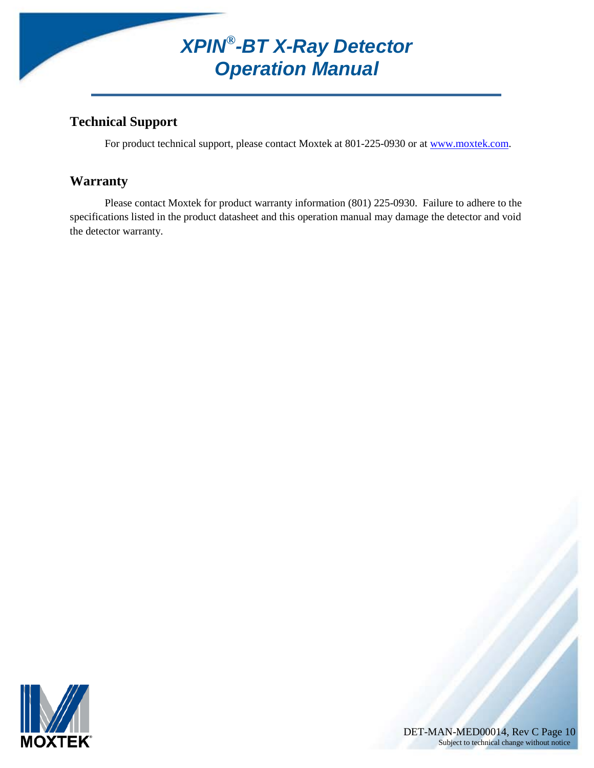## Technical Support

For product technical support, please contact Moxtek at 801-225-0930 or at www.moxtek.com.

## Warranty

Please contact Moxtek for product warranty information (801) 225-0930. Failure to adhere to the specifications listed in the product datasheet and this operation manual may damage the detector and void the detector warranty.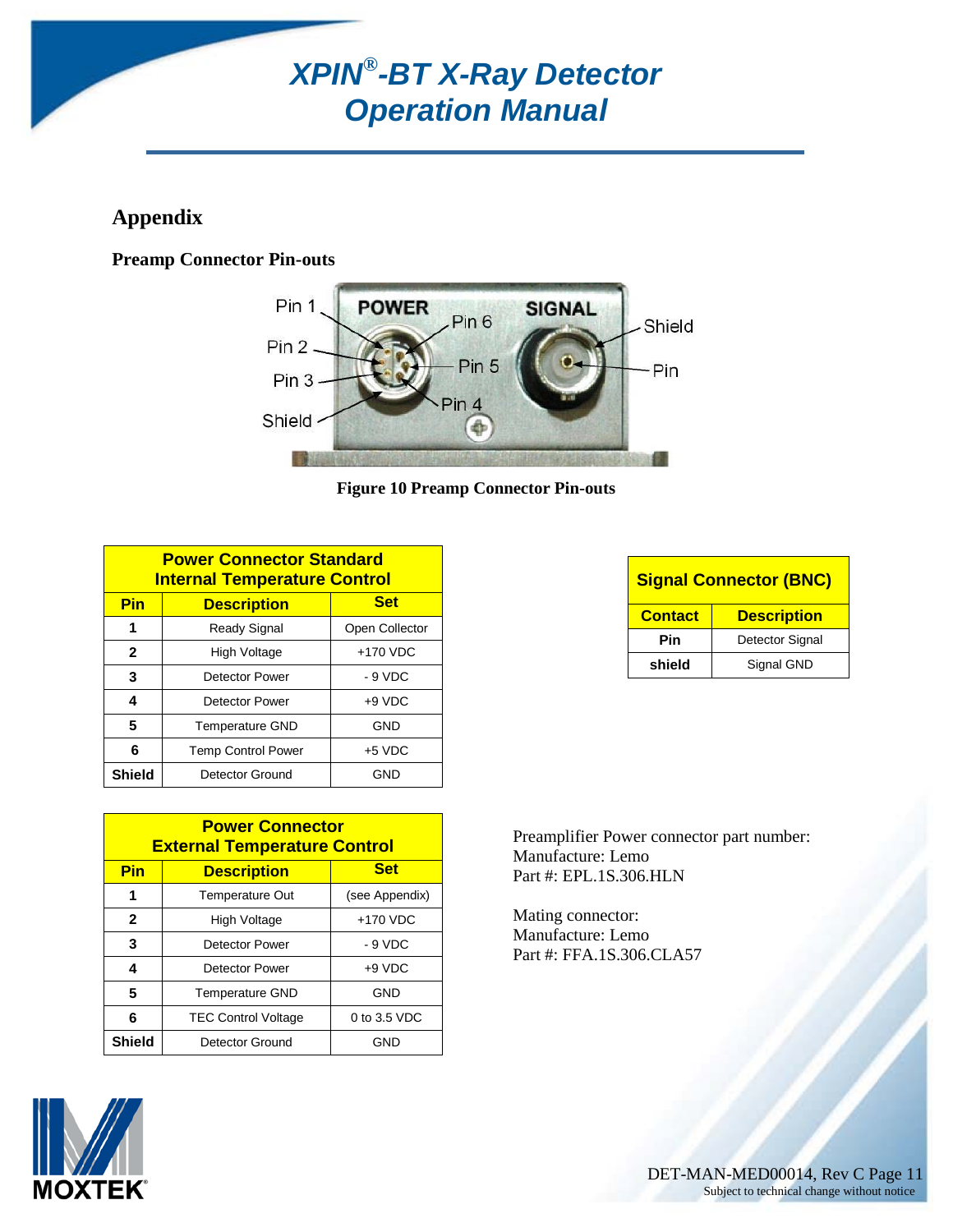## Appendix

### Preamp Connector Pin-outs

**Figure 10 Preamp Connector Pin-outs**

| Power Connector Standard Internal Temperature Control | | |
|---|---|---|
| **Pin** | **Description** | **Set** |
| 1 | Ready Signal | Open Collector |
| 2 | High Voltage | +170 VDC |
| 3 | Detector Power | - 9 VDC |
| 4 | Detector Power | +9 VDC |
| 5 | Temperature GND | GND |
| 6 | Temp Control Power | +5 VDC |
| Shield | Detector Ground | GND |

| Signal Connector (BNC) | |
|---|---|
| **Contact** | **Description** |
| Pin | Detector Signal |
| shield | Signal GND |

| Power Connector External Temperature Control | | |
|---|---|---|
| **Pin** | **Description** | **Set** |
| 1 | Temperature Out | (see Appendix) |
| 2 | High Voltage | +170 VDC |
| 3 | Detector Power | - 9 VDC |
| 4 | Detector Power | +9 VDC |
| 5 | Temperature GND | GND |
| 6 | TEC Control Voltage | 0 to 3.5 VDC |
| Shield | Detector Ground | GND |

Preamplifier Power connector part number:
Manufacture: Lemo
Part #: EPL.1S.306.HLN

Mating connector:
Manufacture: Lemo
Part #: FFA.1S.306.CLA57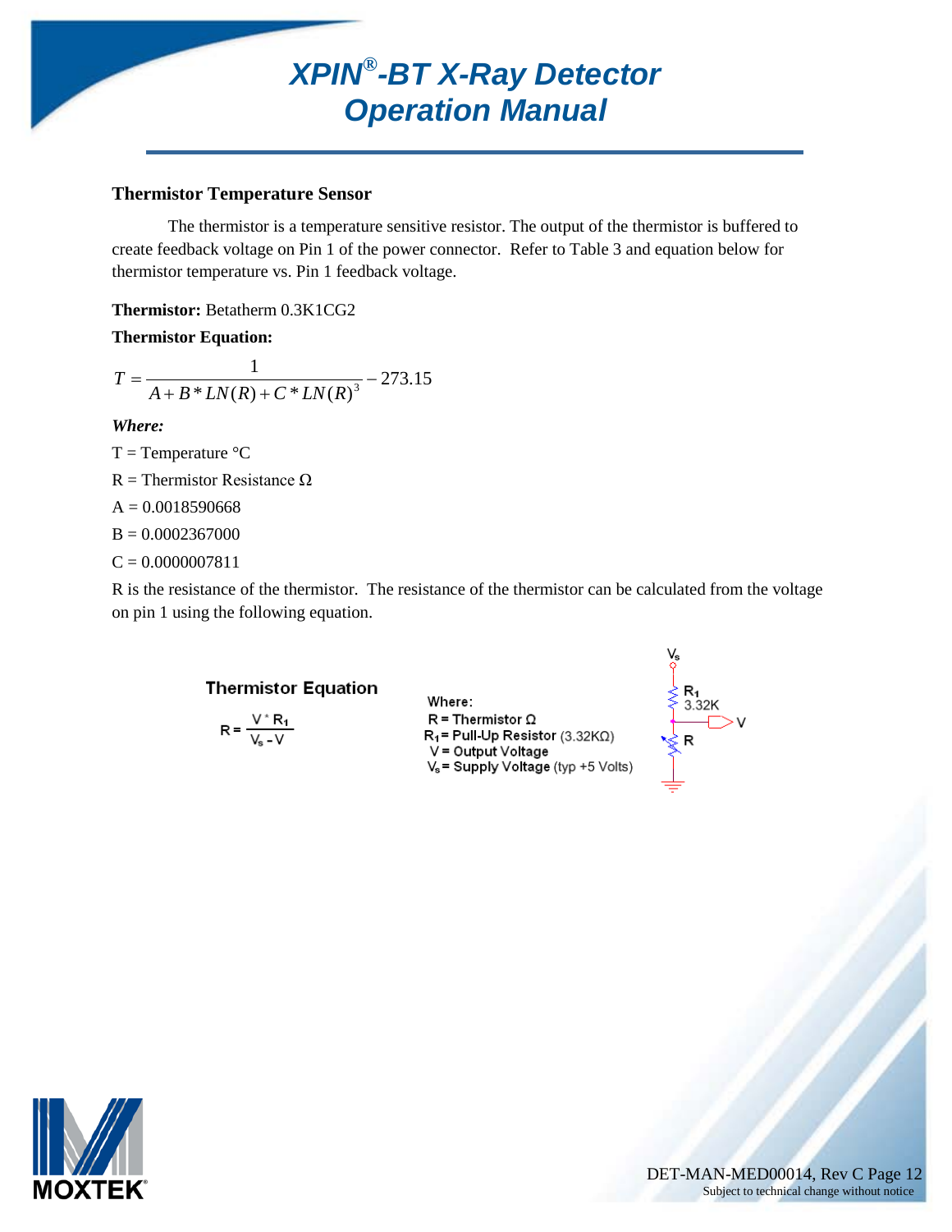### Thermistor Temperature Sensor

The thermistor is a temperature sensitive resistor. The output of the thermistor is buffered to create feedback voltage on Pin 1 of the power connector. Refer to Table 3 and equation below for thermistor temperature vs. Pin 1 feedback voltage.

**Thermistor:** Betatherm 0.3K1CG2

**Thermistor Equation:**

$$T = \frac{1}{A + B * LN(R) + C * LN(R)^3} - 273.15$$

***Where:***

T = Temperature °C

R = Thermistor Resistance Ω

A = 0.0018590668

B = 0.0002367000

C = 0.0000007811

R is the resistance of the thermistor. The resistance of the thermistor can be calculated from the voltage on pin 1 using the following equation.

**Thermistor Equation**

$$R = \frac{V * R_1}{V_s - V}$$

Where:

R = Thermistor Ω

$R_1$ = Pull-Up Resistor (3.32KΩ)

V = Output Voltage

$V_s$ = Supply Voltage (typ +5 Volts)

$V_s$

$R_1$ 3.32K

V

R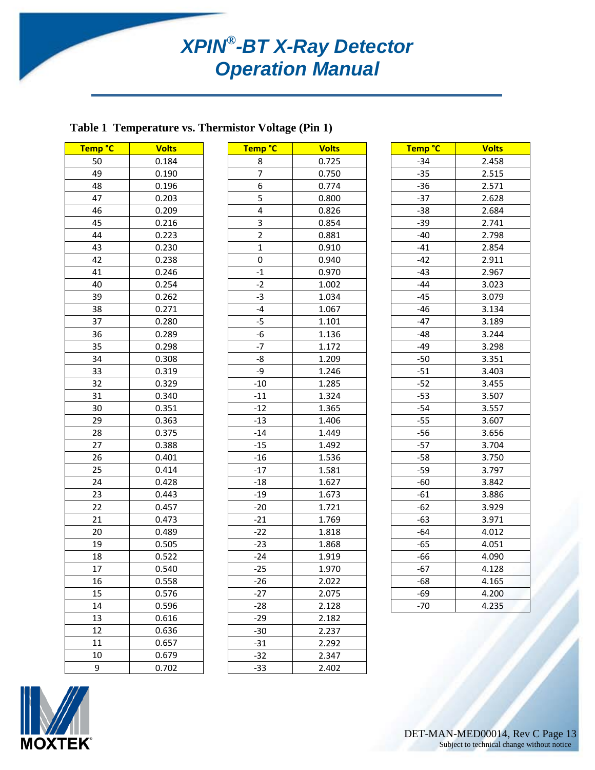**Table 1 Temperature vs. Thermistor Voltage (Pin 1)**

| Temp °C | Volts |
|---|---|
| 50 | 0.184 |
| 49 | 0.190 |
| 48 | 0.196 |
| 47 | 0.203 |
| 46 | 0.209 |
| 45 | 0.216 |
| 44 | 0.223 |
| 43 | 0.230 |
| 42 | 0.238 |
| 41 | 0.246 |
| 40 | 0.254 |
| 39 | 0.262 |
| 38 | 0.271 |
| 37 | 0.280 |
| 36 | 0.289 |
| 35 | 0.298 |
| 34 | 0.308 |
| 33 | 0.319 |
| 32 | 0.329 |
| 31 | 0.340 |
| 30 | 0.351 |
| 29 | 0.363 |
| 28 | 0.375 |
| 27 | 0.388 |
| 26 | 0.401 |
| 25 | 0.414 |
| 24 | 0.428 |
| 23 | 0.443 |
| 22 | 0.457 |
| 21 | 0.473 |
| 20 | 0.489 |
| 19 | 0.505 |
| 18 | 0.522 |
| 17 | 0.540 |
| 16 | 0.558 |
| 15 | 0.576 |
| 14 | 0.596 |
| 13 | 0.616 |
| 12 | 0.636 |
| 11 | 0.657 |
| 10 | 0.679 |
| 9 | 0.702 |

| Temp °C | Volts |
|---|---|
| 8 | 0.725 |
| 7 | 0.750 |
| 6 | 0.774 |
| 5 | 0.800 |
| 4 | 0.826 |
| 3 | 0.854 |
| 2 | 0.881 |
| 1 | 0.910 |
| 0 | 0.940 |
| -1 | 0.970 |
| -2 | 1.002 |
| -3 | 1.034 |
| -4 | 1.067 |
| -5 | 1.101 |
| -6 | 1.136 |
| -7 | 1.172 |
| -8 | 1.209 |
| -9 | 1.246 |
| -10 | 1.285 |
| -11 | 1.324 |
| -12 | 1.365 |
| -13 | 1.406 |
| -14 | 1.449 |
| -15 | 1.492 |
| -16 | 1.536 |
| -17 | 1.581 |
| -18 | 1.627 |
| -19 | 1.673 |
| -20 | 1.721 |
| -21 | 1.769 |
| -22 | 1.818 |
| -23 | 1.868 |
| -24 | 1.919 |
| -25 | 1.970 |
| -26 | 2.022 |
| -27 | 2.075 |
| -28 | 2.128 |
| -29 | 2.182 |
| -30 | 2.237 |
| -31 | 2.292 |
| -32 | 2.347 |
| -33 | 2.402 |

| Temp °C | Volts |
|---|---|
| -34 | 2.458 |
| -35 | 2.515 |
| -36 | 2.571 |
| -37 | 2.628 |
| -38 | 2.684 |
| -39 | 2.741 |
| -40 | 2.798 |
| -41 | 2.854 |
| -42 | 2.911 |
| -43 | 2.967 |
| -44 | 3.023 |
| -45 | 3.079 |
| -46 | 3.134 |
| -47 | 3.189 |
| -48 | 3.244 |
| -49 | 3.298 |
| -50 | 3.351 |
| -51 | 3.403 |
| -52 | 3.455 |
| -53 | 3.507 |
| -54 | 3.557 |
| -55 | 3.607 |
| -56 | 3.656 |
| -57 | 3.704 |
| -58 | 3.750 |
| -59 | 3.797 |
| -60 | 3.842 |
| -61 | 3.886 |
| -62 | 3.929 |
| -63 | 3.971 |
| -64 | 4.012 |
| -65 | 4.051 |
| -66 | 4.090 |
| -67 | 4.128 |
| -68 | 4.165 |
| -69 | 4.200 |
| -70 | 4.235 |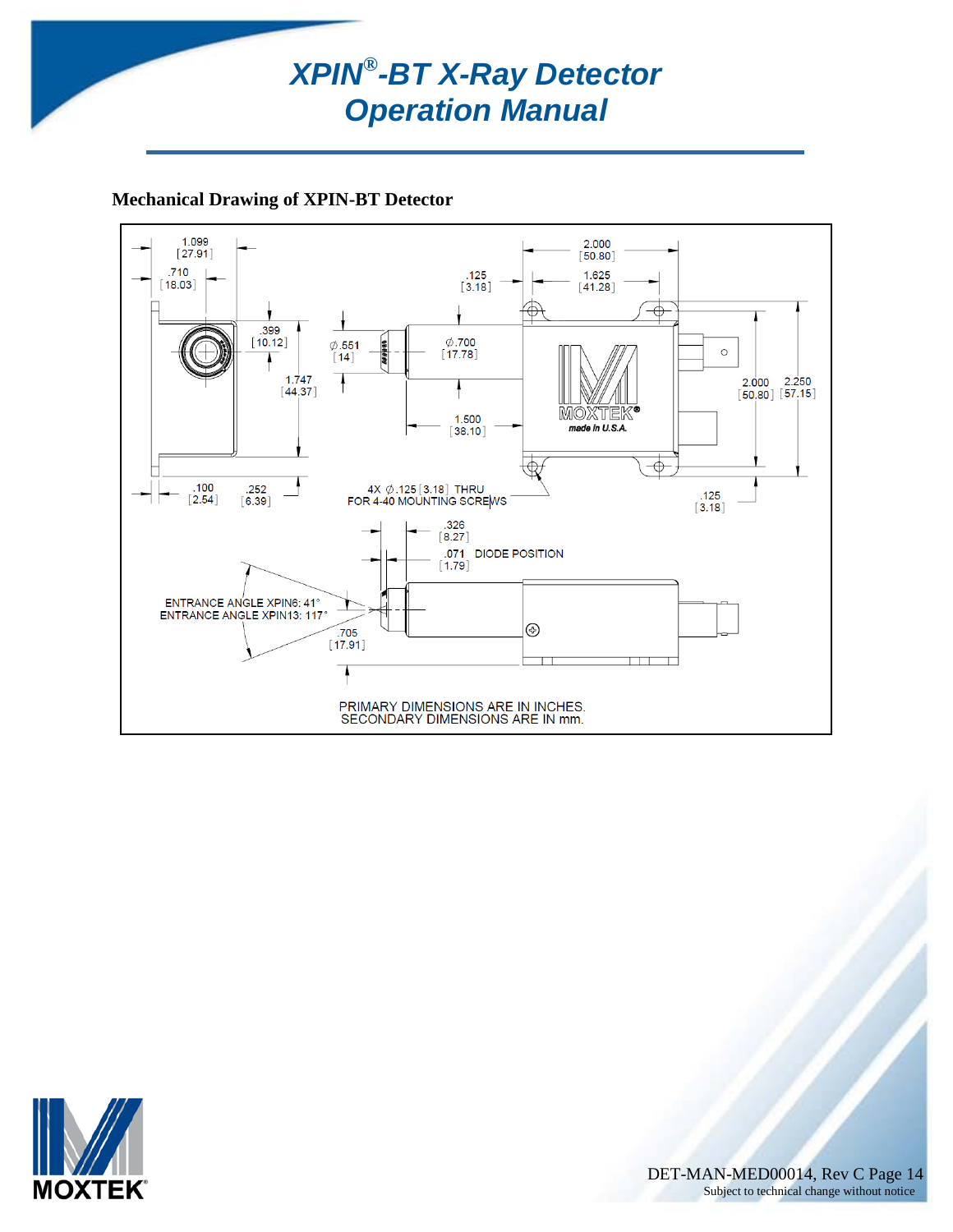## Mechanical Drawing of XPIN-BT Detector

1.099 [27.91]

.710 [18.03]

.399 [10.12]

1.747 [44.37]

.100 [2.54]

.252 [6.39]

.125 [3.18]

⌀.551 [14]

⌀.700 [17.78]

1.500 [38.10]

2.000 [50.80]

1.625 [41.28]

2.000 [50.80]

2.250 [57.15]

.125 [3.18]

MOXTEK®

made in U.S.A.

4X ⌀.125 [3.18] THRU FOR 4-40 MOUNTING SCREWS

.326 [8.27]

.071 [1.79] DIODE POSITION

ENTRANCE ANGLE XPIN6: 41°

ENTRANCE ANGLE XPIN13: 117°

.705 [17.91]

PRIMARY DIMENSIONS ARE IN INCHES.
SECONDARY DIMENSIONS ARE IN mm.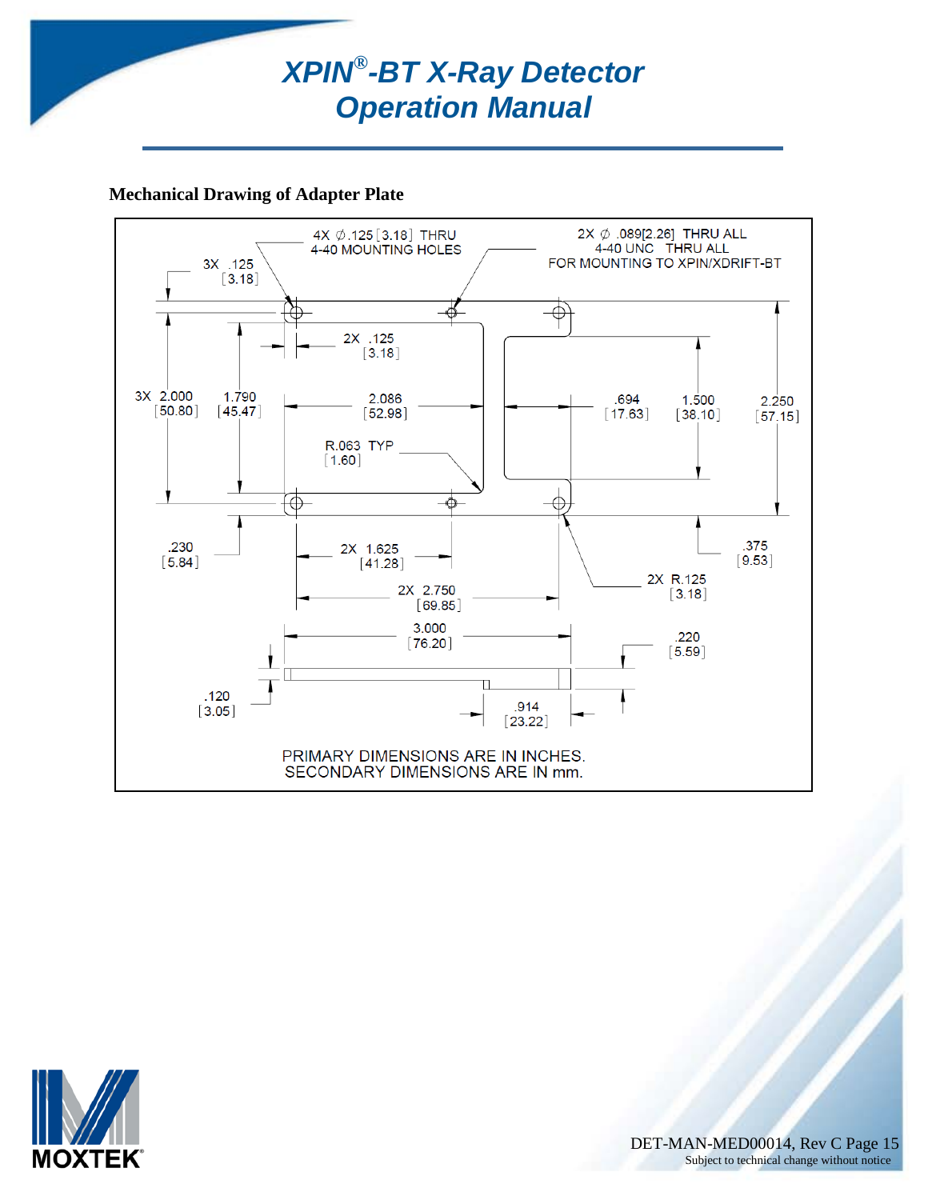**Mechanical Drawing of Adapter Plate**

4X ∅.125 [3.18] THRU
4-40 MOUNTING HOLES

2X ∅ .089[2.26] THRU ALL
4-40 UNC THRU ALL
FOR MOUNTING TO XPIN/XDRIFT-BT

3X .125 [3.18]

2X .125 [3.18]

3X 2.000 [50.80]

1.790 [45.47]

2.086 [52.98]

.694 [17.63]

1.500 [38.10]

2.250 [57.15]

R.063 TYP [1.60]

.230 [5.84]

2X 1.625 [41.28]

.375 [9.53]

2X R.125 [3.18]

2X 2.750 [69.85]

3.000 [76.20]

.220 [5.59]

.120 [3.05]

.914 [23.22]

PRIMARY DIMENSIONS ARE IN INCHES.
SECONDARY DIMENSIONS ARE IN mm.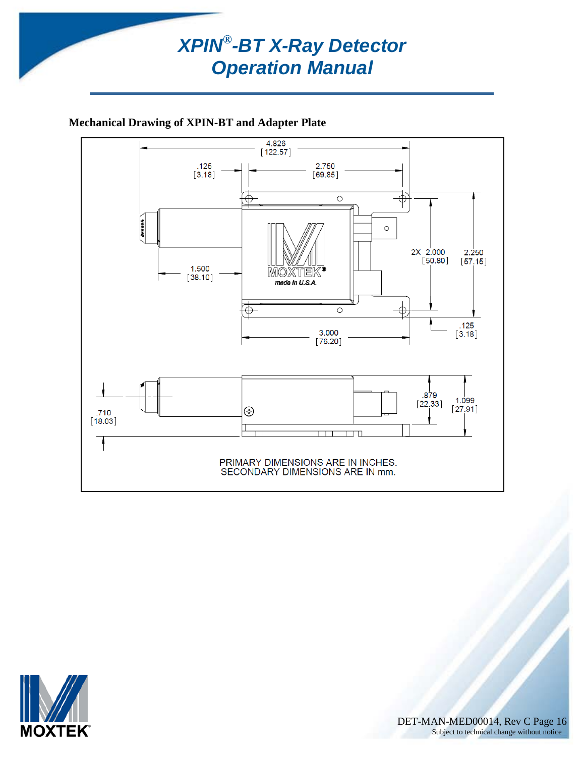**Mechanical Drawing of XPIN-BT and Adapter Plate**

PRIMARY DIMENSIONS ARE IN INCHES.
SECONDARY DIMENSIONS ARE IN mm.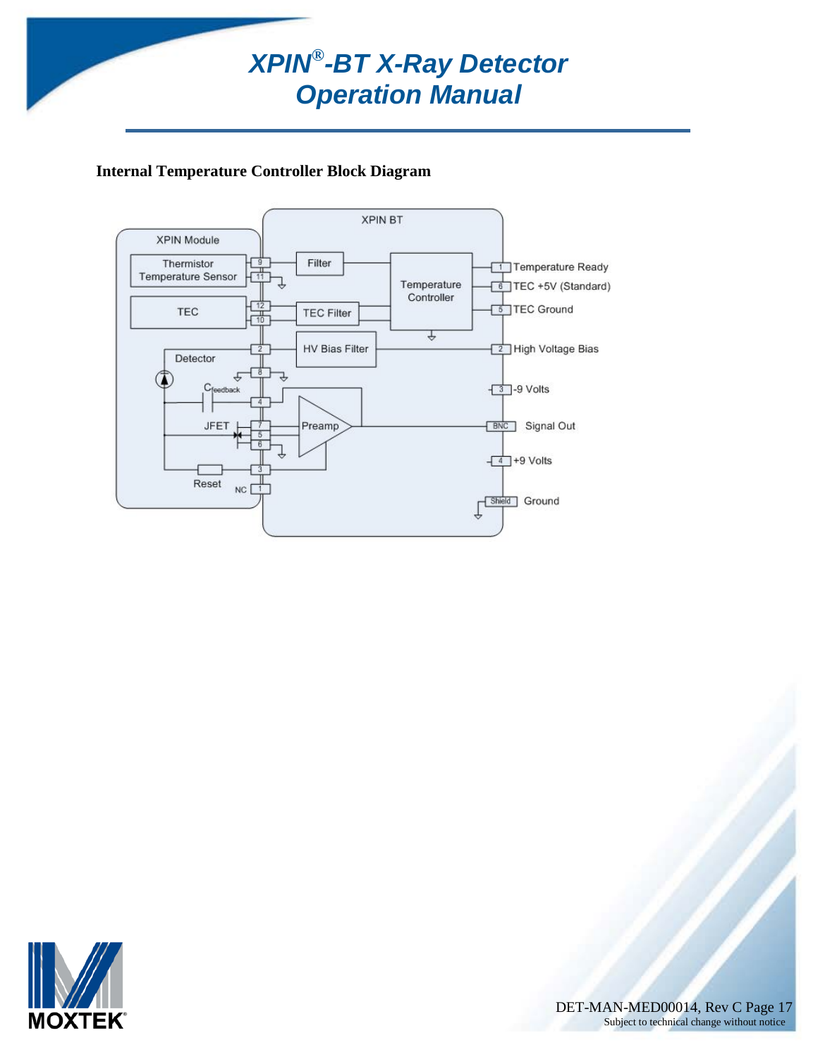**Internal Temperature Controller Block Diagram**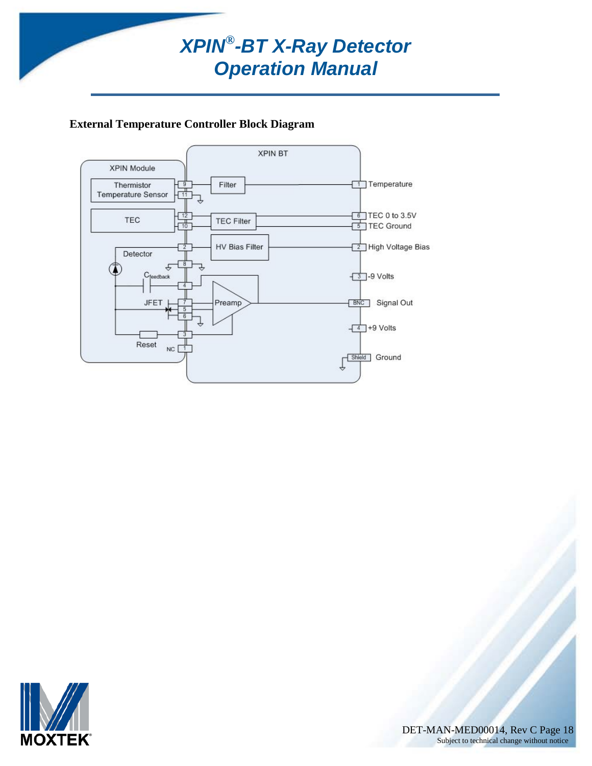**External Temperature Controller Block Diagram**

XPIN BT

XPIN Module

Thermistor Temperature Sensor

9

11

Filter

1 Temperature

TEC

12

10

TEC Filter

6 TEC 0 to 3.5V

5 TEC Ground

2

HV Bias Filter

2 High Voltage Bias

Detector

8

$C_{feedback}$

4

3 -9 Volts

JFET

7

5

6

Preamp

BNC Signal Out

4 +9 Volts

Reset

3

NC 1

Shield Ground